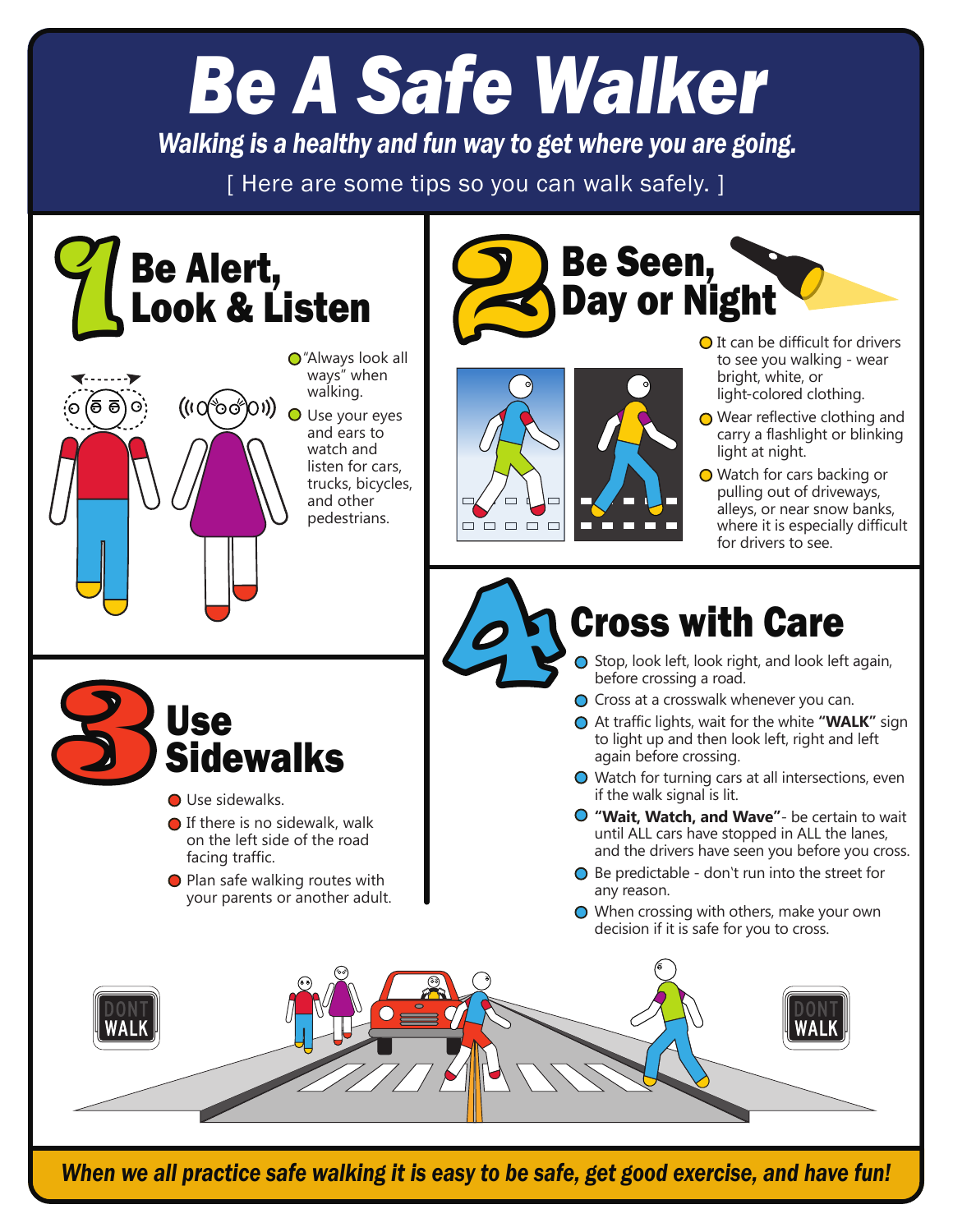# Be A Safe Walker

***Walking is a healthy and fun way to get where you are going.***

[ Here are some tips so you can walk safely. ]

## 1 Be Alert, Look & Listen

- "Always look all ways" when walking.
- Use your eyes and ears to watch and listen for cars, trucks, bicycles, and other pedestrians.

## 2 Be Seen, Day or Night

- It can be difficult for drivers to see you walking - wear bright, white, or light-colored clothing.
- Wear reflective clothing and carry a flashlight or blinking light at night.
- Watch for cars backing or pulling out of driveways, alleys, or near snow banks, where it is especially difficult for drivers to see.

## 3 Use Sidewalks

- Use sidewalks.
- If there is no sidewalk, walk on the left side of the road facing traffic.
- Plan safe walking routes with your parents or another adult.

## 4 Cross with Care

- Stop, look left, look right, and look left again, before crossing a road.
- Cross at a crosswalk whenever you can.
- At traffic lights, wait for the white **"WALK"** sign to light up and then look left, right and left again before crossing.
- Watch for turning cars at all intersections, even if the walk signal is lit.
- **"Wait, Watch, and Wave"**- be certain to wait until ALL cars have stopped in ALL the lanes, and the drivers have seen you before you cross.
- Be predictable - don't run into the street for any reason.
- When crossing with others, make your own decision if it is safe for you to cross.

DONT WALK

DONT WALK

***When we all practice safe walking it is easy to be safe, get good exercise, and have fun!***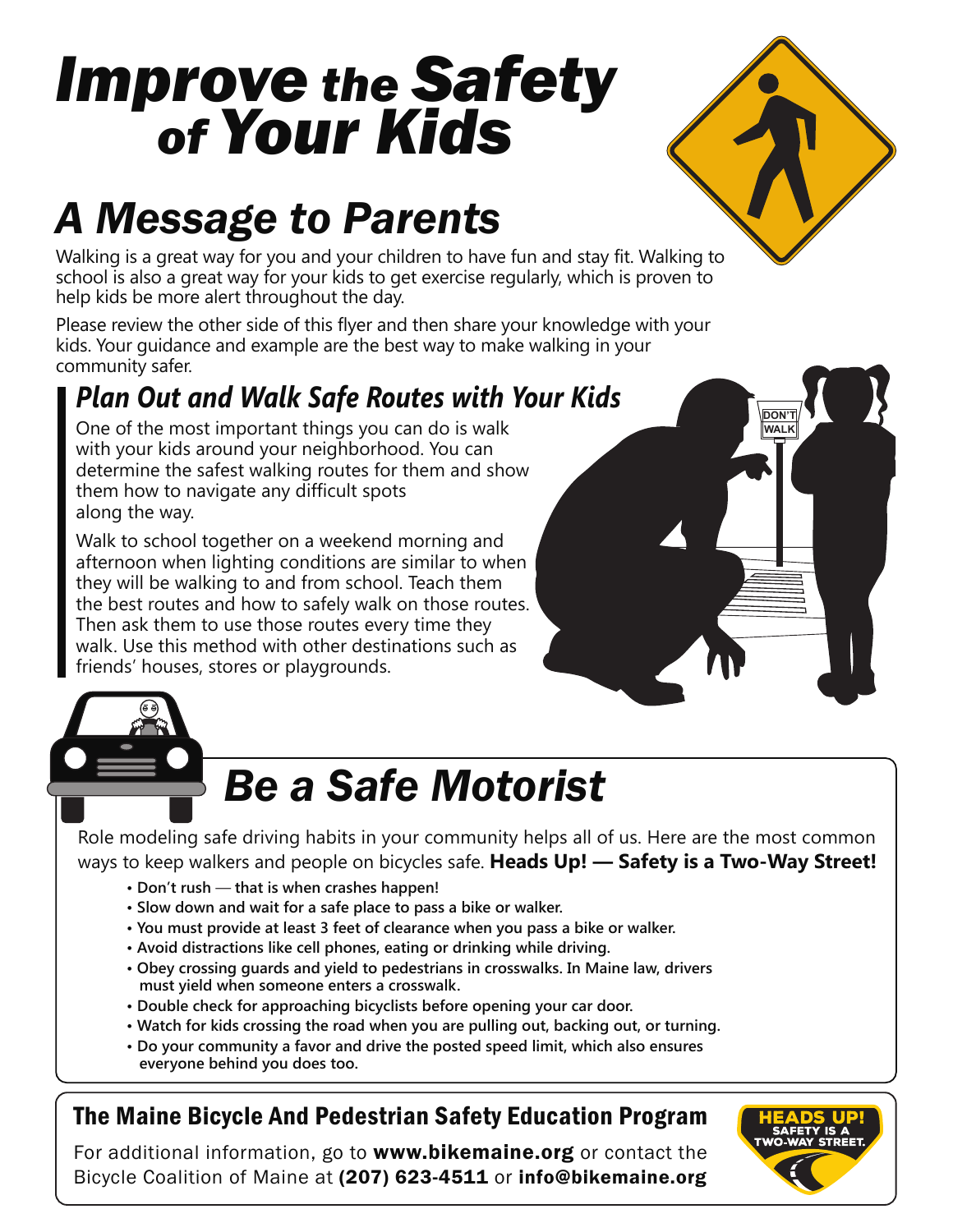# Improve the Safety of Your Kids

## A Message to Parents

Walking is a great way for you and your children to have fun and stay fit. Walking to school is also a great way for your kids to get exercise regularly, which is proven to help kids be more alert throughout the day.

Please review the other side of this flyer and then share your knowledge with your kids. Your guidance and example are the best way to make walking in your community safer.

### Plan Out and Walk Safe Routes with Your Kids

One of the most important things you can do is walk with your kids around your neighborhood. You can determine the safest walking routes for them and show them how to navigate any difficult spots along the way.

Walk to school together on a weekend morning and afternoon when lighting conditions are similar to when they will be walking to and from school. Teach them the best routes and how to safely walk on those routes. Then ask them to use those routes every time they walk. Use this method with other destinations such as friends' houses, stores or playgrounds.

## Be a Safe Motorist

Role modeling safe driving habits in your community helps all of us. Here are the most common ways to keep walkers and people on bicycles safe. **Heads Up! — Safety is a Two-Way Street!**

- **Don't rush — that is when crashes happen!**
- **Slow down and wait for a safe place to pass a bike or walker.**
- **You must provide at least 3 feet of clearance when you pass a bike or walker.**
- **Avoid distractions like cell phones, eating or drinking while driving.**
- **Obey crossing guards and yield to pedestrians in crosswalks. In Maine law, drivers must yield when someone enters a crosswalk.**
- **Double check for approaching bicyclists before opening your car door.**
- **Watch for kids crossing the road when you are pulling out, backing out, or turning.**
- **Do your community a favor and drive the posted speed limit, which also ensures everyone behind you does too.**

### The Maine Bicycle And Pedestrian Safety Education Program

For additional information, go to **www.bikemaine.org** or contact the Bicycle Coalition of Maine at **(207) 623-4511** or **info@bikemaine.org**

HEADS UP! SAFETY IS A TWO-WAY STREET.